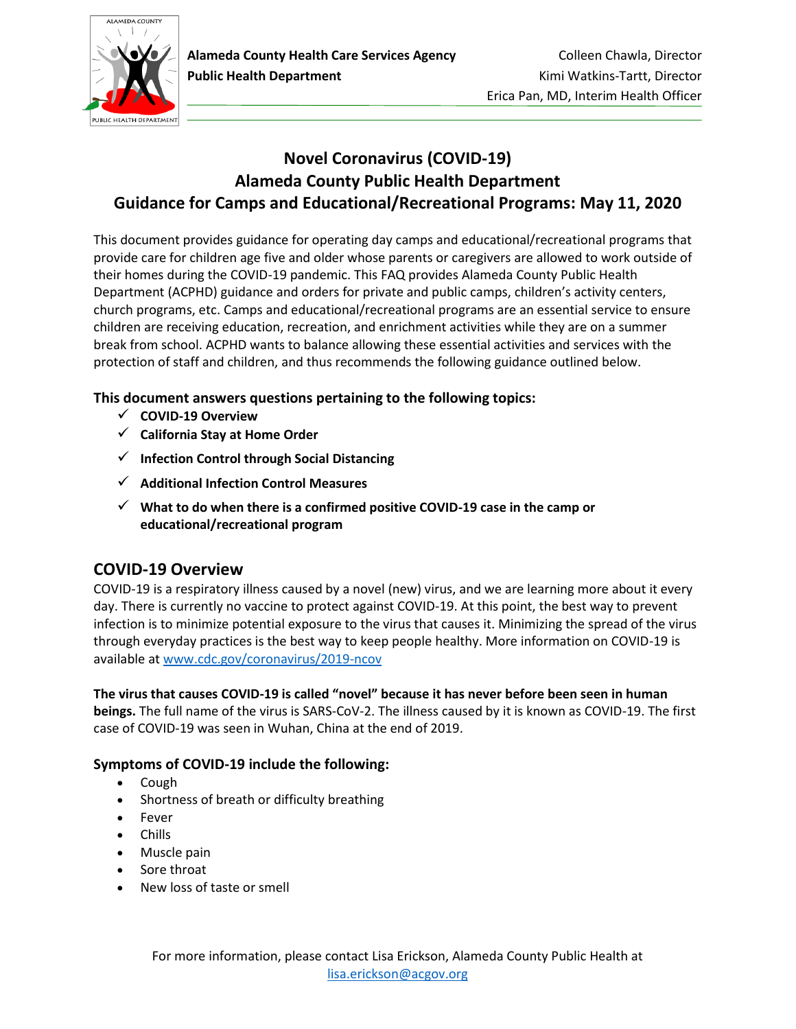**Alameda County Health Care Services Agency** — Colleen Chawla, Director
**Public Health Department** — Kimi Watkins-Tartt, Director
Erica Pan, MD, Interim Health Officer

# Novel Coronavirus (COVID-19)
# Alameda County Public Health Department
# Guidance for Camps and Educational/Recreational Programs: May 11, 2020

This document provides guidance for operating day camps and educational/recreational programs that provide care for children age five and older whose parents or caregivers are allowed to work outside of their homes during the COVID-19 pandemic. This FAQ provides Alameda County Public Health Department (ACPHD) guidance and orders for private and public camps, children's activity centers, church programs, etc. Camps and educational/recreational programs are an essential service to ensure children are receiving education, recreation, and enrichment activities while they are on a summer break from school. ACPHD wants to balance allowing these essential activities and services with the protection of staff and children, and thus recommends the following guidance outlined below.

### This document answers questions pertaining to the following topics:

- ✓ **COVID-19 Overview**
- ✓ **California Stay at Home Order**
- ✓ **Infection Control through Social Distancing**
- ✓ **Additional Infection Control Measures**
- ✓ **What to do when there is a confirmed positive COVID-19 case in the camp or educational/recreational program**

## COVID-19 Overview

COVID-19 is a respiratory illness caused by a novel (new) virus, and we are learning more about it every day. There is currently no vaccine to protect against COVID-19. At this point, the best way to prevent infection is to minimize potential exposure to the virus that causes it. Minimizing the spread of the virus through everyday practices is the best way to keep people healthy. More information on COVID-19 is available at www.cdc.gov/coronavirus/2019-ncov

**The virus that causes COVID-19 is called "novel" because it has never before been seen in human beings.** The full name of the virus is SARS-CoV-2. The illness caused by it is known as COVID-19. The first case of COVID-19 was seen in Wuhan, China at the end of 2019.

### Symptoms of COVID-19 include the following:

- Cough
- Shortness of breath or difficulty breathing
- Fever
- Chills
- Muscle pain
- Sore throat
- New loss of taste or smell

For more information, please contact Lisa Erickson, Alameda County Public Health at lisa.erickson@acgov.org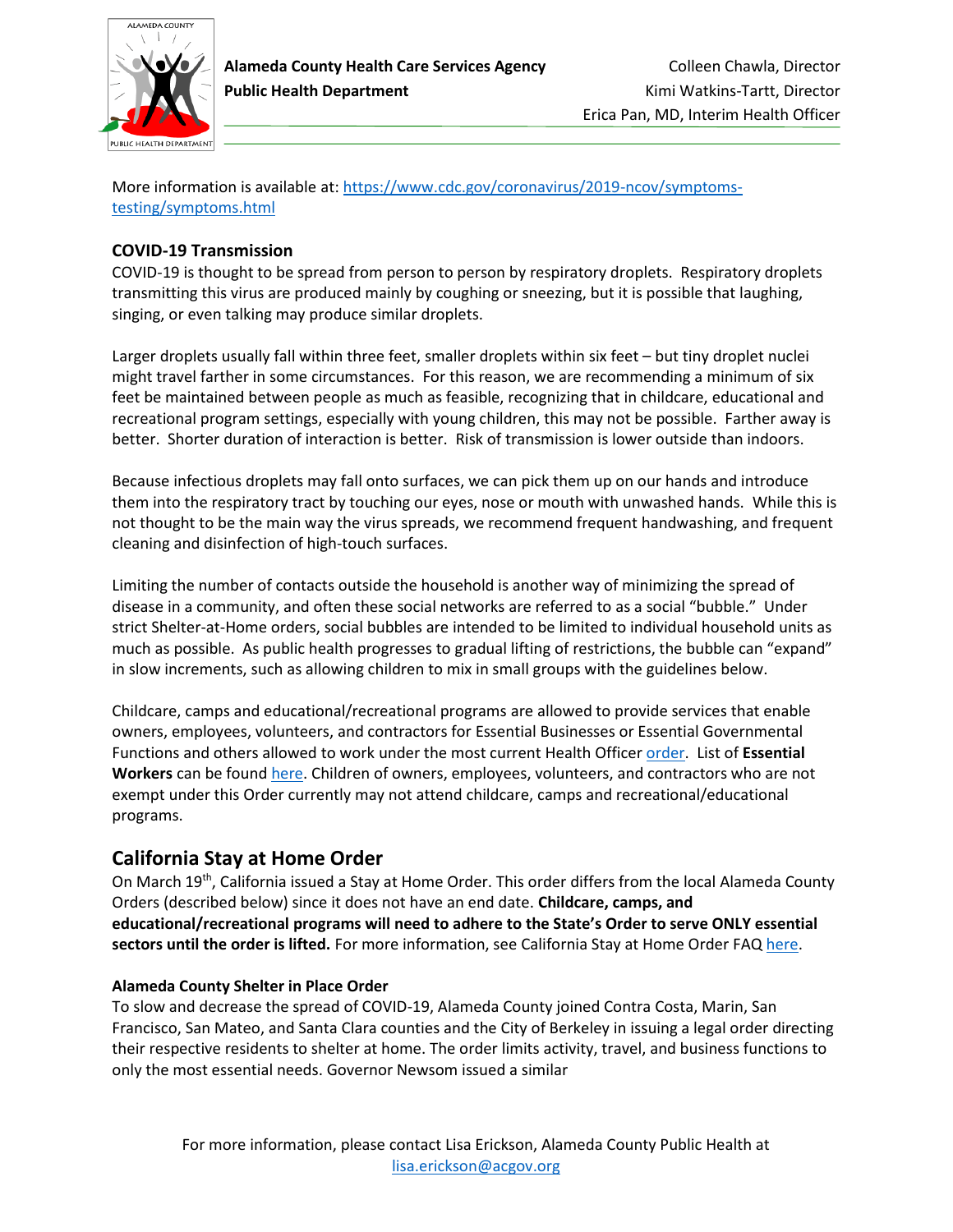More information is available at: [https://www.cdc.gov/coronavirus/2019-ncov/symptoms-testing/symptoms.html](https://www.cdc.gov/coronavirus/2019-ncov/symptoms-testing/symptoms.html)

### COVID-19 Transmission

COVID-19 is thought to be spread from person to person by respiratory droplets. Respiratory droplets transmitting this virus are produced mainly by coughing or sneezing, but it is possible that laughing, singing, or even talking may produce similar droplets.

Larger droplets usually fall within three feet, smaller droplets within six feet – but tiny droplet nuclei might travel farther in some circumstances. For this reason, we are recommending a minimum of six feet be maintained between people as much as feasible, recognizing that in childcare, educational and recreational program settings, especially with young children, this may not be possible. Farther away is better. Shorter duration of interaction is better. Risk of transmission is lower outside than indoors.

Because infectious droplets may fall onto surfaces, we can pick them up on our hands and introduce them into the respiratory tract by touching our eyes, nose or mouth with unwashed hands. While this is not thought to be the main way the virus spreads, we recommend frequent handwashing, and frequent cleaning and disinfection of high-touch surfaces.

Limiting the number of contacts outside the household is another way of minimizing the spread of disease in a community, and often these social networks are referred to as a social "bubble." Under strict Shelter-at-Home orders, social bubbles are intended to be limited to individual household units as much as possible. As public health progresses to gradual lifting of restrictions, the bubble can "expand" in slow increments, such as allowing children to mix in small groups with the guidelines below.

Childcare, camps and educational/recreational programs are allowed to provide services that enable owners, employees, volunteers, and contractors for Essential Businesses or Essential Governmental Functions and others allowed to work under the most current Health Officer order. List of **Essential Workers** can be found here. Children of owners, employees, volunteers, and contractors who are not exempt under this Order currently may not attend childcare, camps and recreational/educational programs.

## California Stay at Home Order

On March 19th, California issued a Stay at Home Order. This order differs from the local Alameda County Orders (described below) since it does not have an end date. **Childcare, camps, and educational/recreational programs will need to adhere to the State's Order to serve ONLY essential sectors until the order is lifted.** For more information, see California Stay at Home Order FAQ here.

### Alameda County Shelter in Place Order

To slow and decrease the spread of COVID-19, Alameda County joined Contra Costa, Marin, San Francisco, San Mateo, and Santa Clara counties and the City of Berkeley in issuing a legal order directing their respective residents to shelter at home. The order limits activity, travel, and business functions to only the most essential needs. Governor Newsom issued a similar

For more information, please contact Lisa Erickson, Alameda County Public Health at lisa.erickson@acgov.org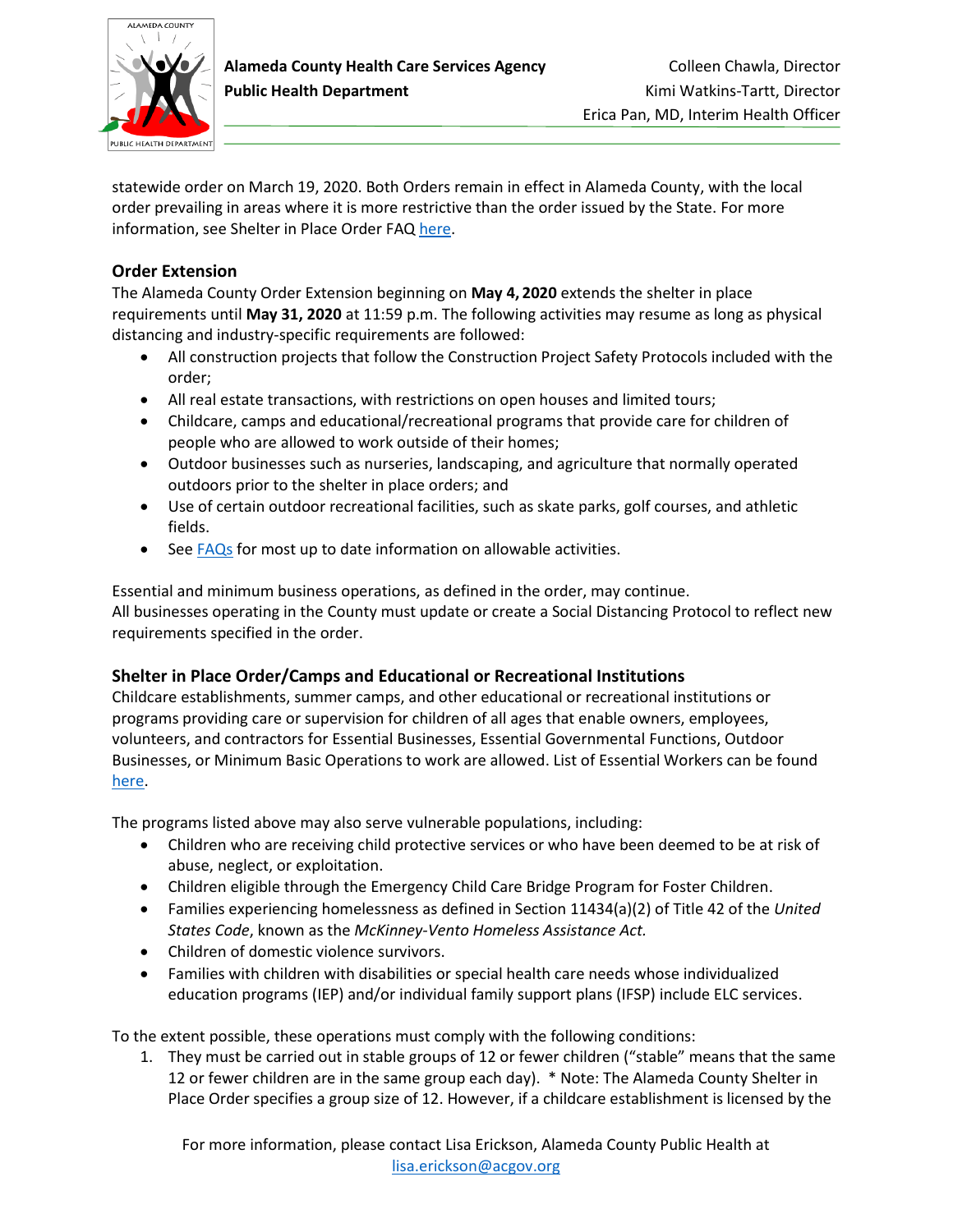statewide order on March 19, 2020. Both Orders remain in effect in Alameda County, with the local order prevailing in areas where it is more restrictive than the order issued by the State. For more information, see Shelter in Place Order FAQ [here](here).

## Order Extension

The Alameda County Order Extension beginning on **May 4, 2020** extends the shelter in place requirements until **May 31, 2020** at 11:59 p.m. The following activities may resume as long as physical distancing and industry-specific requirements are followed:

- All construction projects that follow the Construction Project Safety Protocols included with the order;
- All real estate transactions, with restrictions on open houses and limited tours;
- Childcare, camps and educational/recreational programs that provide care for children of people who are allowed to work outside of their homes;
- Outdoor businesses such as nurseries, landscaping, and agriculture that normally operated outdoors prior to the shelter in place orders; and
- Use of certain outdoor recreational facilities, such as skate parks, golf courses, and athletic fields.
- See FAQs for most up to date information on allowable activities.

Essential and minimum business operations, as defined in the order, may continue.
All businesses operating in the County must update or create a Social Distancing Protocol to reflect new requirements specified in the order.

## Shelter in Place Order/Camps and Educational or Recreational Institutions

Childcare establishments, summer camps, and other educational or recreational institutions or programs providing care or supervision for children of all ages that enable owners, employees, volunteers, and contractors for Essential Businesses, Essential Governmental Functions, Outdoor Businesses, or Minimum Basic Operations to work are allowed. List of Essential Workers can be found here.

The programs listed above may also serve vulnerable populations, including:

- Children who are receiving child protective services or who have been deemed to be at risk of abuse, neglect, or exploitation.
- Children eligible through the Emergency Child Care Bridge Program for Foster Children.
- Families experiencing homelessness as defined in Section 11434(a)(2) of Title 42 of the *United States Code*, known as the *McKinney-Vento Homeless Assistance Act.*
- Children of domestic violence survivors.
- Families with children with disabilities or special health care needs whose individualized education programs (IEP) and/or individual family support plans (IFSP) include ELC services.

To the extent possible, these operations must comply with the following conditions:

1. They must be carried out in stable groups of 12 or fewer children ("stable" means that the same 12 or fewer children are in the same group each day). * Note: The Alameda County Shelter in Place Order specifies a group size of 12. However, if a childcare establishment is licensed by the

For more information, please contact Lisa Erickson, Alameda County Public Health at lisa.erickson@acgov.org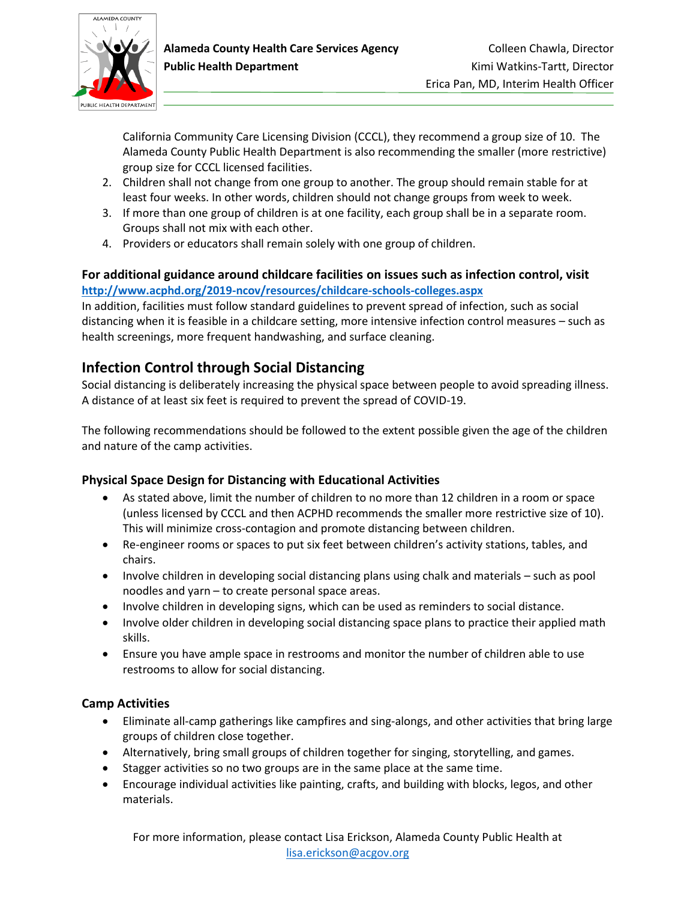California Community Care Licensing Division (CCCL), they recommend a group size of 10. The Alameda County Public Health Department is also recommending the smaller (more restrictive) group size for CCCL licensed facilities.

2. Children shall not change from one group to another. The group should remain stable for at least four weeks. In other words, children should not change groups from week to week.
3. If more than one group of children is at one facility, each group shall be in a separate room. Groups shall not mix with each other.
4. Providers or educators shall remain solely with one group of children.

**For additional guidance around childcare facilities on issues such as infection control, visit** **http://www.acphd.org/2019-ncov/resources/childcare-schools-colleges.aspx**

In addition, facilities must follow standard guidelines to prevent spread of infection, such as social distancing when it is feasible in a childcare setting, more intensive infection control measures – such as health screenings, more frequent handwashing, and surface cleaning.

## Infection Control through Social Distancing

Social distancing is deliberately increasing the physical space between people to avoid spreading illness. A distance of at least six feet is required to prevent the spread of COVID-19.

The following recommendations should be followed to the extent possible given the age of the children and nature of the camp activities.

### Physical Space Design for Distancing with Educational Activities

- As stated above, limit the number of children to no more than 12 children in a room or space (unless licensed by CCCL and then ACPHD recommends the smaller more restrictive size of 10). This will minimize cross-contagion and promote distancing between children.
- Re-engineer rooms or spaces to put six feet between children's activity stations, tables, and chairs.
- Involve children in developing social distancing plans using chalk and materials – such as pool noodles and yarn – to create personal space areas.
- Involve children in developing signs, which can be used as reminders to social distance.
- Involve older children in developing social distancing space plans to practice their applied math skills.
- Ensure you have ample space in restrooms and monitor the number of children able to use restrooms to allow for social distancing.

### Camp Activities

- Eliminate all-camp gatherings like campfires and sing-alongs, and other activities that bring large groups of children close together.
- Alternatively, bring small groups of children together for singing, storytelling, and games.
- Stagger activities so no two groups are in the same place at the same time.
- Encourage individual activities like painting, crafts, and building with blocks, legos, and other materials.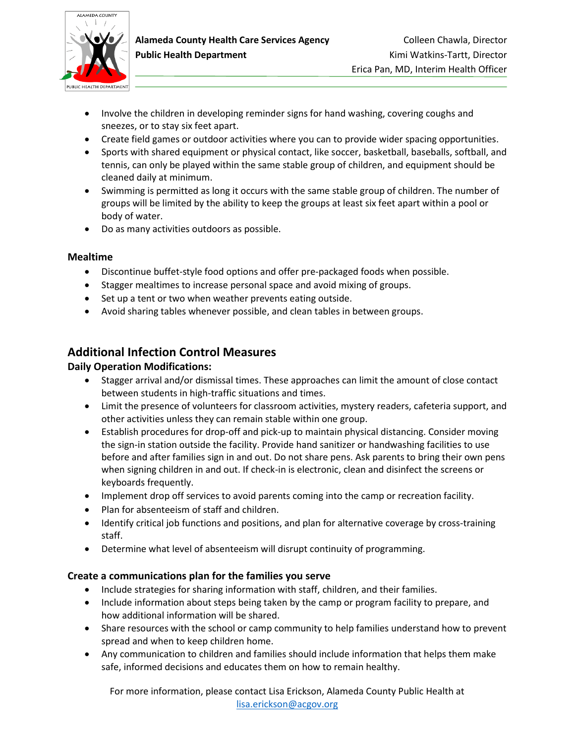- Involve the children in developing reminder signs for hand washing, covering coughs and sneezes, or to stay six feet apart.
- Create field games or outdoor activities where you can to provide wider spacing opportunities.
- Sports with shared equipment or physical contact, like soccer, basketball, baseballs, softball, and tennis, can only be played within the same stable group of children, and equipment should be cleaned daily at minimum.
- Swimming is permitted as long it occurs with the same stable group of children. The number of groups will be limited by the ability to keep the groups at least six feet apart within a pool or body of water.
- Do as many activities outdoors as possible.

### Mealtime

- Discontinue buffet-style food options and offer pre-packaged foods when possible.
- Stagger mealtimes to increase personal space and avoid mixing of groups.
- Set up a tent or two when weather prevents eating outside.
- Avoid sharing tables whenever possible, and clean tables in between groups.

## Additional Infection Control Measures

### Daily Operation Modifications:

- Stagger arrival and/or dismissal times. These approaches can limit the amount of close contact between students in high-traffic situations and times.
- Limit the presence of volunteers for classroom activities, mystery readers, cafeteria support, and other activities unless they can remain stable within one group.
- Establish procedures for drop-off and pick-up to maintain physical distancing. Consider moving the sign-in station outside the facility. Provide hand sanitizer or handwashing facilities to use before and after families sign in and out. Do not share pens. Ask parents to bring their own pens when signing children in and out. If check-in is electronic, clean and disinfect the screens or keyboards frequently.
- Implement drop off services to avoid parents coming into the camp or recreation facility.
- Plan for absenteeism of staff and children.
- Identify critical job functions and positions, and plan for alternative coverage by cross-training staff.
- Determine what level of absenteeism will disrupt continuity of programming.

### Create a communications plan for the families you serve

- Include strategies for sharing information with staff, children, and their families.
- Include information about steps being taken by the camp or program facility to prepare, and how additional information will be shared.
- Share resources with the school or camp community to help families understand how to prevent spread and when to keep children home.
- Any communication to children and families should include information that helps them make safe, informed decisions and educates them on how to remain healthy.

For more information, please contact Lisa Erickson, Alameda County Public Health at lisa.erickson@acgov.org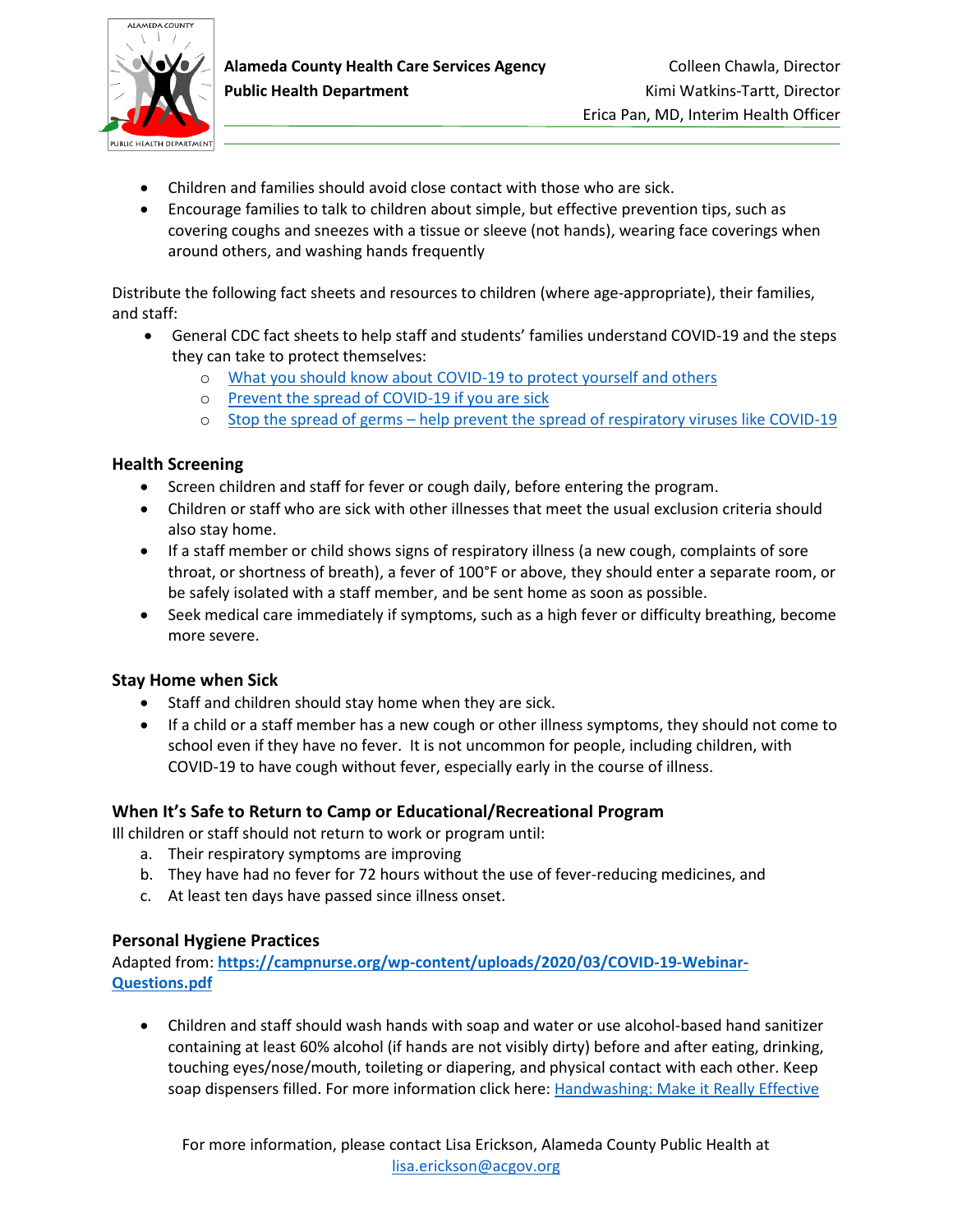- Children and families should avoid close contact with those who are sick.
- Encourage families to talk to children about simple, but effective prevention tips, such as covering coughs and sneezes with a tissue or sleeve (not hands), wearing face coverings when around others, and washing hands frequently

Distribute the following fact sheets and resources to children (where age-appropriate), their families, and staff:

- General CDC fact sheets to help staff and students' families understand COVID-19 and the steps they can take to protect themselves:
  - What you should know about COVID-19 to protect yourself and others
  - Prevent the spread of COVID-19 if you are sick
  - Stop the spread of germs – help prevent the spread of respiratory viruses like COVID-19

### Health Screening

- Screen children and staff for fever or cough daily, before entering the program.
- Children or staff who are sick with other illnesses that meet the usual exclusion criteria should also stay home.
- If a staff member or child shows signs of respiratory illness (a new cough, complaints of sore throat, or shortness of breath), a fever of 100°F or above, they should enter a separate room, or be safely isolated with a staff member, and be sent home as soon as possible.
- Seek medical care immediately if symptoms, such as a high fever or difficulty breathing, become more severe.

### Stay Home when Sick

- Staff and children should stay home when they are sick.
- If a child or a staff member has a new cough or other illness symptoms, they should not come to school even if they have no fever. It is not uncommon for people, including children, with COVID-19 to have cough without fever, especially early in the course of illness.

### When It's Safe to Return to Camp or Educational/Recreational Program

Ill children or staff should not return to work or program until:

a. Their respiratory symptoms are improving
b. They have had no fever for 72 hours without the use of fever-reducing medicines, and
c. At least ten days have passed since illness onset.

### Personal Hygiene Practices

Adapted from: **https://campnurse.org/wp-content/uploads/2020/03/COVID-19-Webinar-Questions.pdf**

- Children and staff should wash hands with soap and water or use alcohol-based hand sanitizer containing at least 60% alcohol (if hands are not visibly dirty) before and after eating, drinking, touching eyes/nose/mouth, toileting or diapering, and physical contact with each other. Keep soap dispensers filled. For more information click here: Handwashing: Make it Really Effective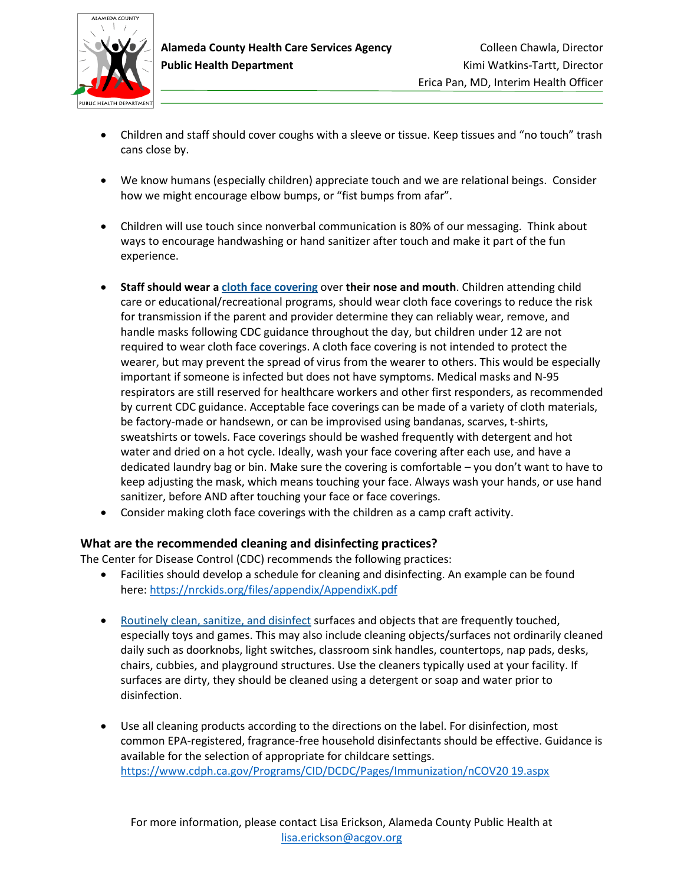- Children and staff should cover coughs with a sleeve or tissue. Keep tissues and "no touch" trash cans close by.

- We know humans (especially children) appreciate touch and we are relational beings. Consider how we might encourage elbow bumps, or "fist bumps from afar".

- Children will use touch since nonverbal communication is 80% of our messaging. Think about ways to encourage handwashing or hand sanitizer after touch and make it part of the fun experience.

- **Staff should wear a [cloth face covering](#) over their nose and mouth**. Children attending child care or educational/recreational programs, should wear cloth face coverings to reduce the risk for transmission if the parent and provider determine they can reliably wear, remove, and handle masks following CDC guidance throughout the day, but children under 12 are not required to wear cloth face coverings. A cloth face covering is not intended to protect the wearer, but may prevent the spread of virus from the wearer to others. This would be especially important if someone is infected but does not have symptoms. Medical masks and N-95 respirators are still reserved for healthcare workers and other first responders, as recommended by current CDC guidance. Acceptable face coverings can be made of a variety of cloth materials, be factory-made or handsewn, or can be improvised using bandanas, scarves, t-shirts, sweatshirts or towels. Face coverings should be washed frequently with detergent and hot water and dried on a hot cycle. Ideally, wash your face covering after each use, and have a dedicated laundry bag or bin. Make sure the covering is comfortable – you don't want to have to keep adjusting the mask, which means touching your face. Always wash your hands, or use hand sanitizer, before AND after touching your face or face coverings.
- Consider making cloth face coverings with the children as a camp craft activity.

### What are the recommended cleaning and disinfecting practices?

The Center for Disease Control (CDC) recommends the following practices:

- Facilities should develop a schedule for cleaning and disinfecting. An example can be found here: https://nrckids.org/files/appendix/AppendixK.pdf

- [Routinely clean, sanitize, and disinfect](#) surfaces and objects that are frequently touched, especially toys and games. This may also include cleaning objects/surfaces not ordinarily cleaned daily such as doorknobs, light switches, classroom sink handles, countertops, nap pads, desks, chairs, cubbies, and playground structures. Use the cleaners typically used at your facility. If surfaces are dirty, they should be cleaned using a detergent or soap and water prior to disinfection.

- Use all cleaning products according to the directions on the label. For disinfection, most common EPA-registered, fragrance-free household disinfectants should be effective. Guidance is available for the selection of appropriate for childcare settings. https://www.cdph.ca.gov/Programs/CID/DCDC/Pages/Immunization/nCOV20 19.aspx

For more information, please contact Lisa Erickson, Alameda County Public Health at lisa.erickson@acgov.org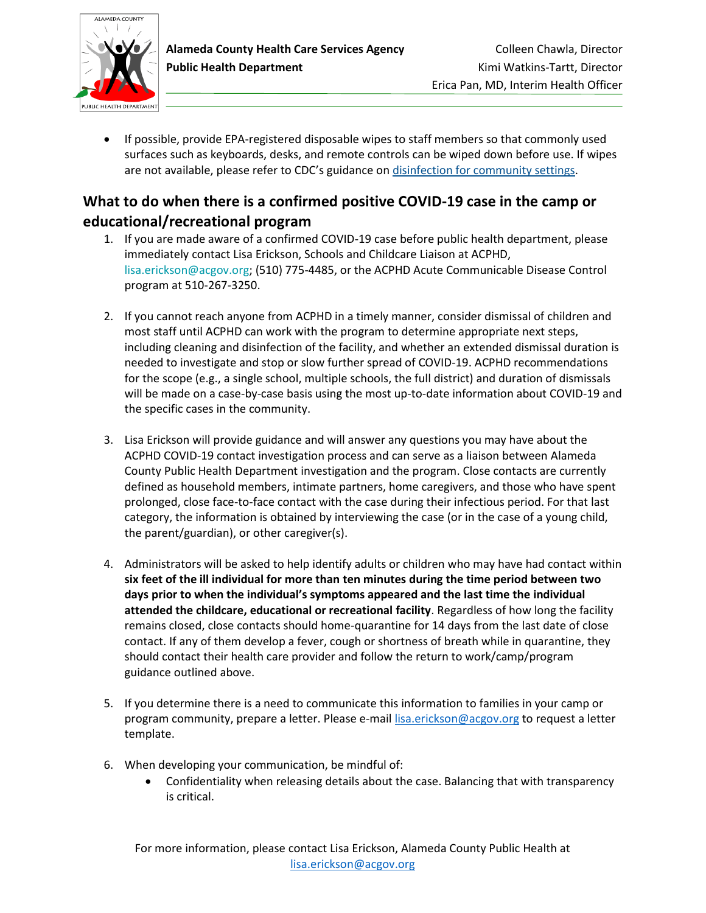- If possible, provide EPA-registered disposable wipes to staff members so that commonly used surfaces such as keyboards, desks, and remote controls can be wiped down before use. If wipes are not available, please refer to CDC's guidance on [disinfection for community settings](disinfection for community settings).

## What to do when there is a confirmed positive COVID-19 case in the camp or educational/recreational program

1. If you are made aware of a confirmed COVID-19 case before public health department, please immediately contact Lisa Erickson, Schools and Childcare Liaison at ACPHD, lisa.erickson@acgov.org; (510) 775-4485, or the ACPHD Acute Communicable Disease Control program at 510-267-3250.

2. If you cannot reach anyone from ACPHD in a timely manner, consider dismissal of children and most staff until ACPHD can work with the program to determine appropriate next steps, including cleaning and disinfection of the facility, and whether an extended dismissal duration is needed to investigate and stop or slow further spread of COVID-19. ACPHD recommendations for the scope (e.g., a single school, multiple schools, the full district) and duration of dismissals will be made on a case-by-case basis using the most up-to-date information about COVID-19 and the specific cases in the community.

3. Lisa Erickson will provide guidance and will answer any questions you may have about the ACPHD COVID-19 contact investigation process and can serve as a liaison between Alameda County Public Health Department investigation and the program. Close contacts are currently defined as household members, intimate partners, home caregivers, and those who have spent prolonged, close face-to-face contact with the case during their infectious period. For that last category, the information is obtained by interviewing the case (or in the case of a young child, the parent/guardian), or other caregiver(s).

4. Administrators will be asked to help identify adults or children who may have had contact within **six feet of the ill individual for more than ten minutes during the time period between two days prior to when the individual's symptoms appeared and the last time the individual attended the childcare, educational or recreational facility**. Regardless of how long the facility remains closed, close contacts should home-quarantine for 14 days from the last date of close contact. If any of them develop a fever, cough or shortness of breath while in quarantine, they should contact their health care provider and follow the return to work/camp/program guidance outlined above.

5. If you determine there is a need to communicate this information to families in your camp or program community, prepare a letter. Please e-mail lisa.erickson@acgov.org to request a letter template.

6. When developing your communication, be mindful of:
   - Confidentiality when releasing details about the case. Balancing that with transparency is critical.

For more information, please contact Lisa Erickson, Alameda County Public Health at lisa.erickson@acgov.org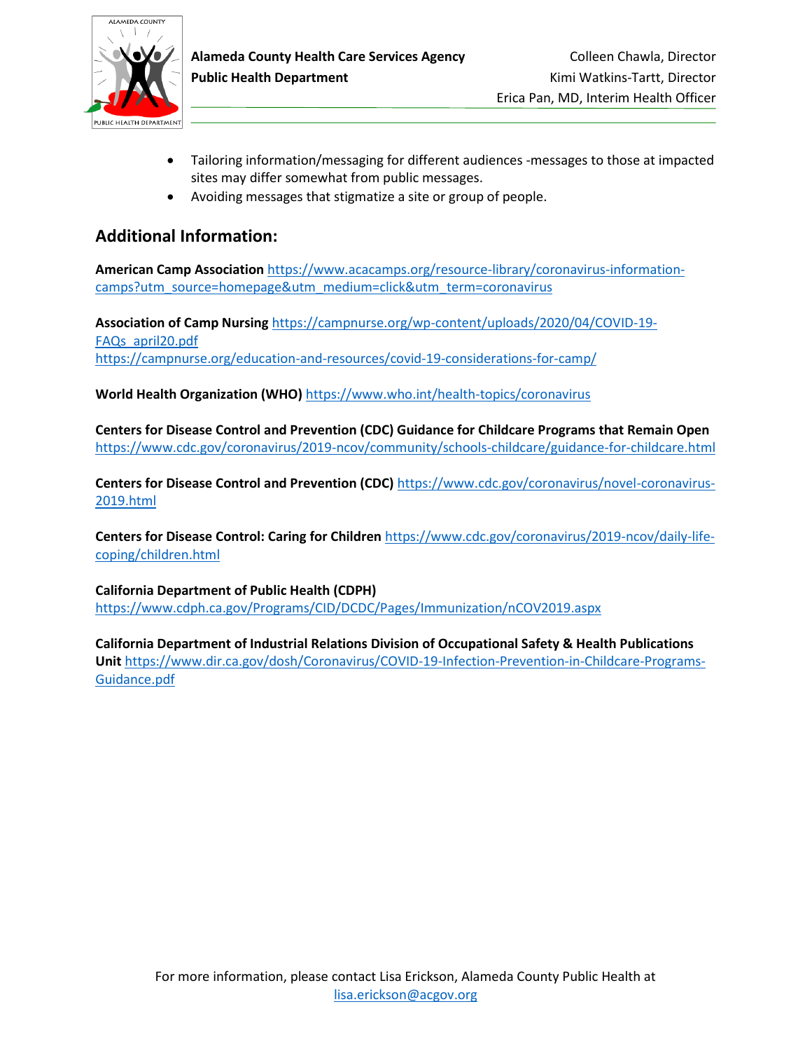- Tailoring information/messaging for different audiences -messages to those at impacted sites may differ somewhat from public messages.
- Avoiding messages that stigmatize a site or group of people.

## Additional Information:

**American Camp Association** https://www.acacamps.org/resource-library/coronavirus-information-camps?utm_source=homepage&utm_medium=click&utm_term=coronavirus

**Association of Camp Nursing** https://campnurse.org/wp-content/uploads/2020/04/COVID-19-FAQs_april20.pdf
https://campnurse.org/education-and-resources/covid-19-considerations-for-camp/

**World Health Organization (WHO)** https://www.who.int/health-topics/coronavirus

**Centers for Disease Control and Prevention (CDC) Guidance for Childcare Programs that Remain Open**
https://www.cdc.gov/coronavirus/2019-ncov/community/schools-childcare/guidance-for-childcare.html

**Centers for Disease Control and Prevention (CDC)** https://www.cdc.gov/coronavirus/novel-coronavirus-2019.html

**Centers for Disease Control: Caring for Children** https://www.cdc.gov/coronavirus/2019-ncov/daily-life-coping/children.html

**California Department of Public Health (CDPH)**
https://www.cdph.ca.gov/Programs/CID/DCDC/Pages/Immunization/nCOV2019.aspx

**California Department of Industrial Relations Division of Occupational Safety & Health Publications Unit** https://www.dir.ca.gov/dosh/Coronavirus/COVID-19-Infection-Prevention-in-Childcare-Programs-Guidance.pdf

For more information, please contact Lisa Erickson, Alameda County Public Health at lisa.erickson@acgov.org